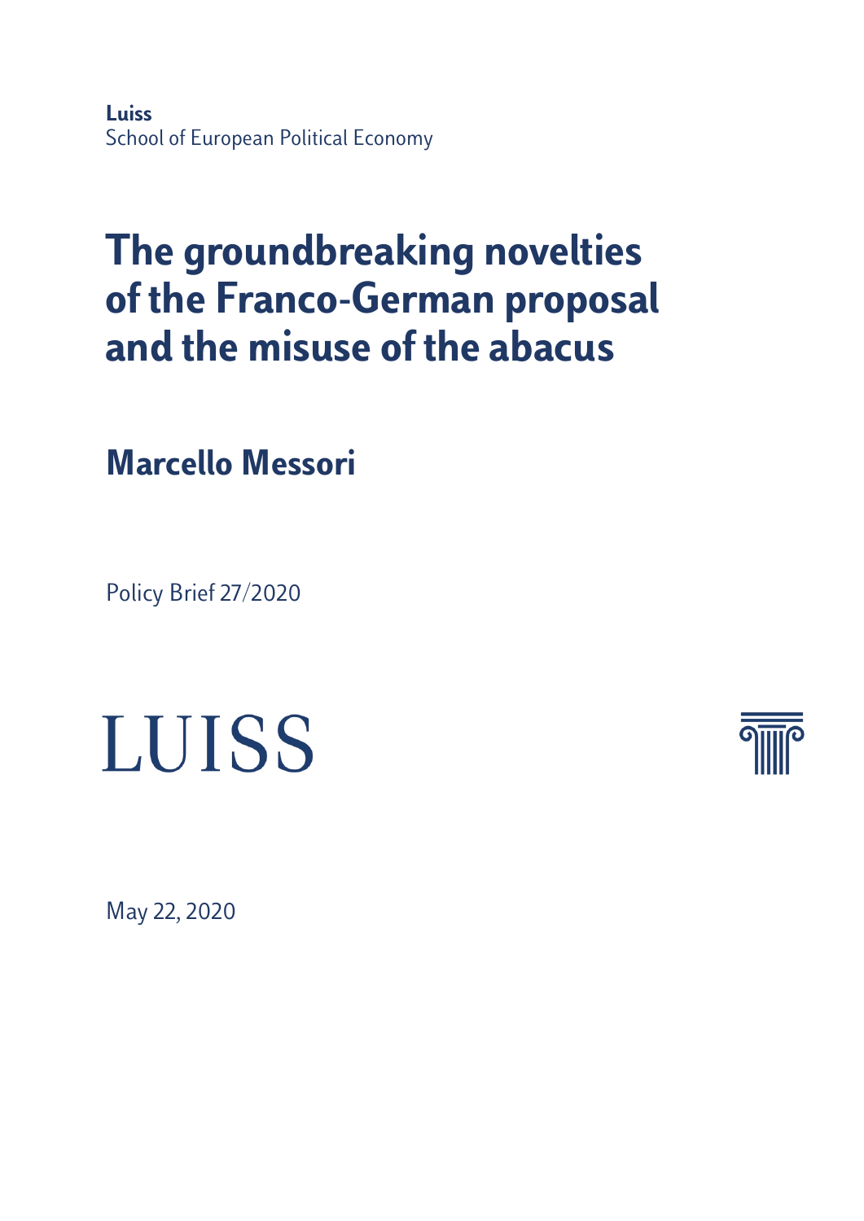**Luiss**
School of European Political Economy

# The groundbreaking novelties of the Franco-German proposal and the misuse of the abacus

## Marcello Messori

Policy Brief 27/2020

LUISS

May 22, 2020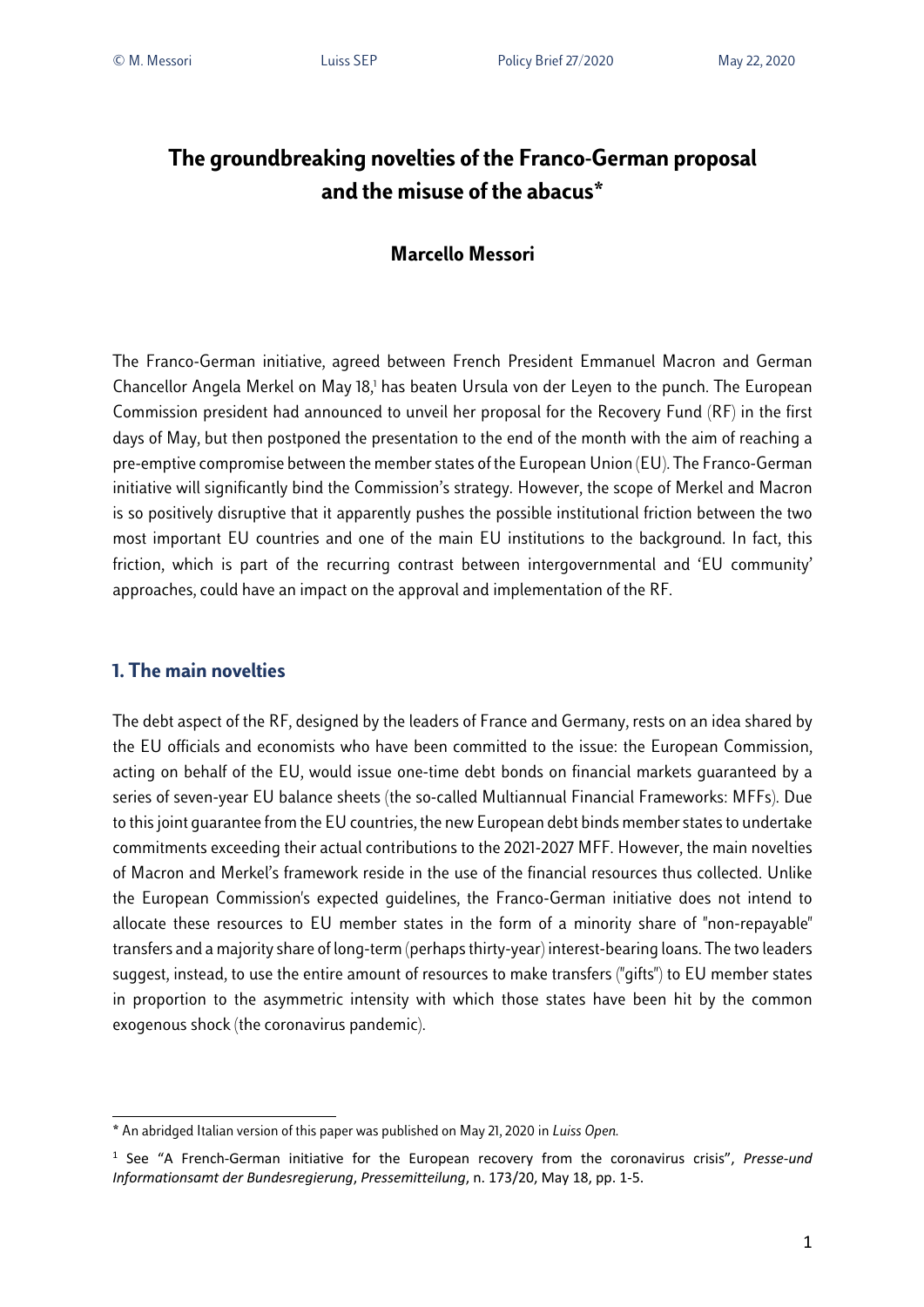# The groundbreaking novelties of the Franco-German proposal and the misuse of the abacus*

**Marcello Messori**

The Franco-German initiative, agreed between French President Emmanuel Macron and German Chancellor Angela Merkel on May 18,[1] has beaten Ursula von der Leyen to the punch. The European Commission president had announced to unveil her proposal for the Recovery Fund (RF) in the first days of May, but then postponed the presentation to the end of the month with the aim of reaching a pre-emptive compromise between the member states of the European Union (EU). The Franco-German initiative will significantly bind the Commission's strategy. However, the scope of Merkel and Macron is so positively disruptive that it apparently pushes the possible institutional friction between the two most important EU countries and one of the main EU institutions to the background. In fact, this friction, which is part of the recurring contrast between intergovernmental and 'EU community' approaches, could have an impact on the approval and implementation of the RF.

## 1. The main novelties

The debt aspect of the RF, designed by the leaders of France and Germany, rests on an idea shared by the EU officials and economists who have been committed to the issue: the European Commission, acting on behalf of the EU, would issue one-time debt bonds on financial markets guaranteed by a series of seven-year EU balance sheets (the so-called Multiannual Financial Frameworks: MFFs). Due to this joint guarantee from the EU countries, the new European debt binds member states to undertake commitments exceeding their actual contributions to the 2021-2027 MFF. However, the main novelties of Macron and Merkel's framework reside in the use of the financial resources thus collected. Unlike the European Commission's expected guidelines, the Franco-German initiative does not intend to allocate these resources to EU member states in the form of a minority share of "non-repayable" transfers and a majority share of long-term (perhaps thirty-year) interest-bearing loans. The two leaders suggest, instead, to use the entire amount of resources to make transfers ("gifts") to EU member states in proportion to the asymmetric intensity with which those states have been hit by the common exogenous shock (the coronavirus pandemic).

---

* An abridged Italian version of this paper was published on May 21, 2020 in *Luiss Open.*

[1] See "A French-German initiative for the European recovery from the coronavirus crisis", *Presse-und Informationsamt der Bundesregierung, Pressemitteilung*, n. 173/20, May 18, pp. 1-5.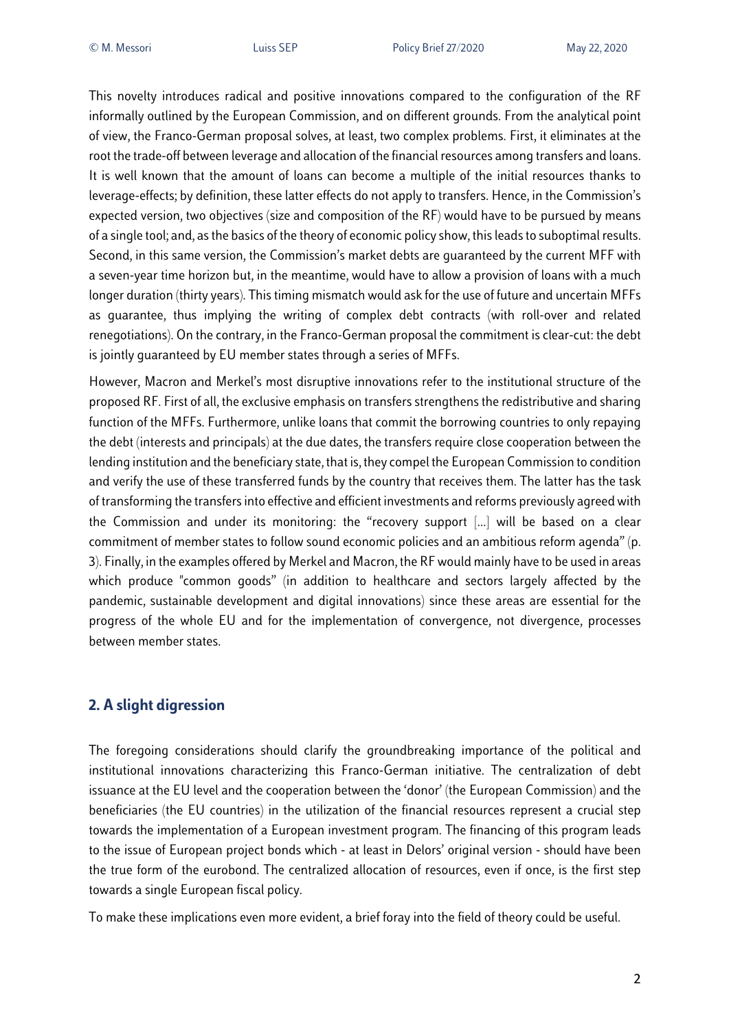This novelty introduces radical and positive innovations compared to the configuration of the RF informally outlined by the European Commission, and on different grounds. From the analytical point of view, the Franco-German proposal solves, at least, two complex problems. First, it eliminates at the root the trade-off between leverage and allocation of the financial resources among transfers and loans. It is well known that the amount of loans can become a multiple of the initial resources thanks to leverage-effects; by definition, these latter effects do not apply to transfers. Hence, in the Commission's expected version, two objectives (size and composition of the RF) would have to be pursued by means of a single tool; and, as the basics of the theory of economic policy show, this leads to suboptimal results. Second, in this same version, the Commission's market debts are guaranteed by the current MFF with a seven-year time horizon but, in the meantime, would have to allow a provision of loans with a much longer duration (thirty years). This timing mismatch would ask for the use of future and uncertain MFFs as guarantee, thus implying the writing of complex debt contracts (with roll-over and related renegotiations). On the contrary, in the Franco-German proposal the commitment is clear-cut: the debt is jointly guaranteed by EU member states through a series of MFFs.

However, Macron and Merkel's most disruptive innovations refer to the institutional structure of the proposed RF. First of all, the exclusive emphasis on transfers strengthens the redistributive and sharing function of the MFFs. Furthermore, unlike loans that commit the borrowing countries to only repaying the debt (interests and principals) at the due dates, the transfers require close cooperation between the lending institution and the beneficiary state, that is, they compel the European Commission to condition and verify the use of these transferred funds by the country that receives them. The latter has the task of transforming the transfers into effective and efficient investments and reforms previously agreed with the Commission and under its monitoring: the "recovery support [...] will be based on a clear commitment of member states to follow sound economic policies and an ambitious reform agenda" (p. 3). Finally, in the examples offered by Merkel and Macron, the RF would mainly have to be used in areas which produce "common goods" (in addition to healthcare and sectors largely affected by the pandemic, sustainable development and digital innovations) since these areas are essential for the progress of the whole EU and for the implementation of convergence, not divergence, processes between member states.

## 2. A slight digression

The foregoing considerations should clarify the groundbreaking importance of the political and institutional innovations characterizing this Franco-German initiative. The centralization of debt issuance at the EU level and the cooperation between the 'donor' (the European Commission) and the beneficiaries (the EU countries) in the utilization of the financial resources represent a crucial step towards the implementation of a European investment program. The financing of this program leads to the issue of European project bonds which - at least in Delors' original version - should have been the true form of the eurobond. The centralized allocation of resources, even if once, is the first step towards a single European fiscal policy.

To make these implications even more evident, a brief foray into the field of theory could be useful.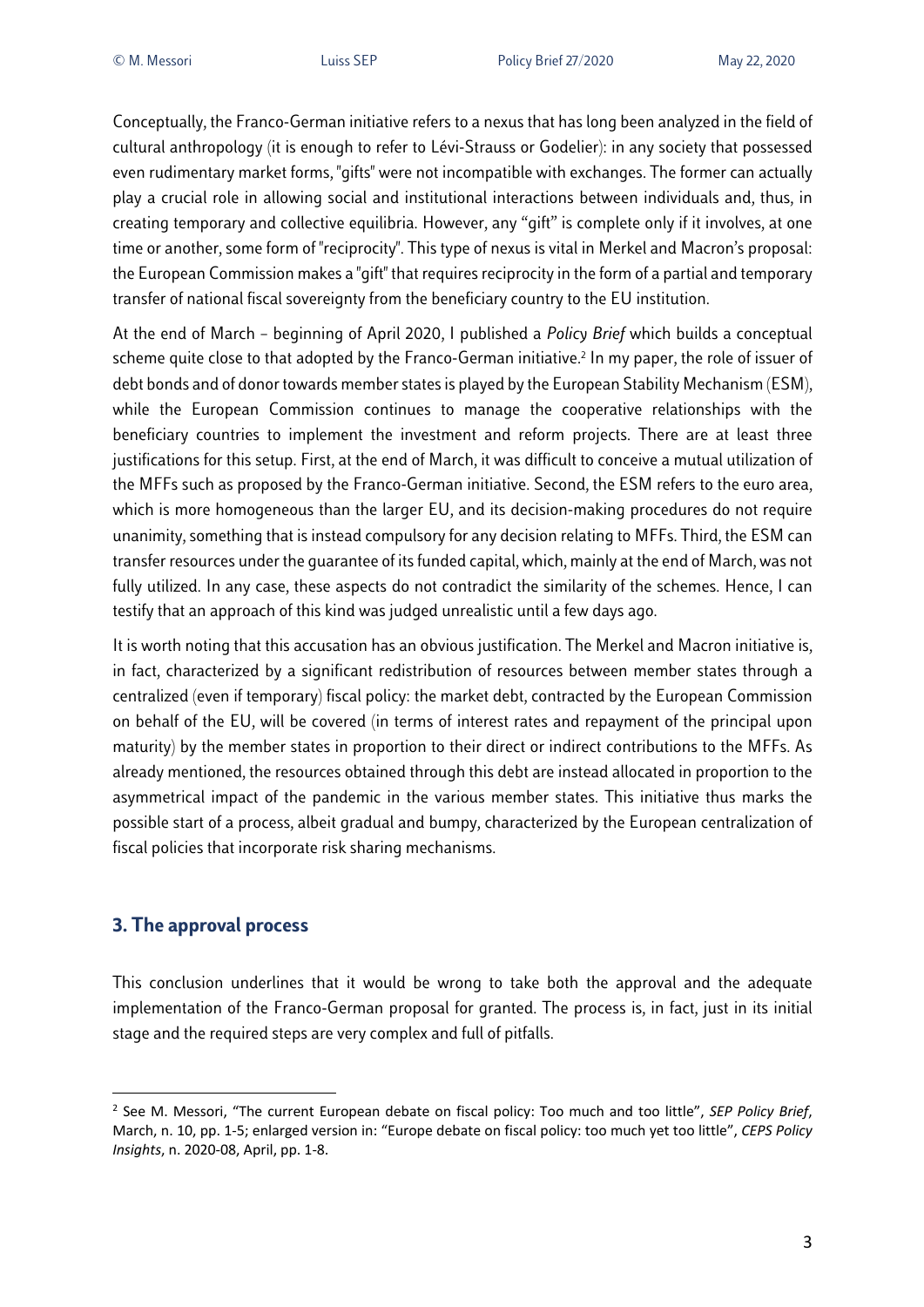Conceptually, the Franco-German initiative refers to a nexus that has long been analyzed in the field of cultural anthropology (it is enough to refer to Lévi-Strauss or Godelier): in any society that possessed even rudimentary market forms, "gifts" were not incompatible with exchanges. The former can actually play a crucial role in allowing social and institutional interactions between individuals and, thus, in creating temporary and collective equilibria. However, any "gift" is complete only if it involves, at one time or another, some form of "reciprocity". This type of nexus is vital in Merkel and Macron's proposal: the European Commission makes a "gift" that requires reciprocity in the form of a partial and temporary transfer of national fiscal sovereignty from the beneficiary country to the EU institution.

At the end of March – beginning of April 2020, I published a *Policy Brief* which builds a conceptual scheme quite close to that adopted by the Franco-German initiative.[2] In my paper, the role of issuer of debt bonds and of donor towards member states is played by the European Stability Mechanism (ESM), while the European Commission continues to manage the cooperative relationships with the beneficiary countries to implement the investment and reform projects. There are at least three justifications for this setup. First, at the end of March, it was difficult to conceive a mutual utilization of the MFFs such as proposed by the Franco-German initiative. Second, the ESM refers to the euro area, which is more homogeneous than the larger EU, and its decision-making procedures do not require unanimity, something that is instead compulsory for any decision relating to MFFs. Third, the ESM can transfer resources under the guarantee of its funded capital, which, mainly at the end of March, was not fully utilized. In any case, these aspects do not contradict the similarity of the schemes. Hence, I can testify that an approach of this kind was judged unrealistic until a few days ago.

It is worth noting that this accusation has an obvious justification. The Merkel and Macron initiative is, in fact, characterized by a significant redistribution of resources between member states through a centralized (even if temporary) fiscal policy: the market debt, contracted by the European Commission on behalf of the EU, will be covered (in terms of interest rates and repayment of the principal upon maturity) by the member states in proportion to their direct or indirect contributions to the MFFs. As already mentioned, the resources obtained through this debt are instead allocated in proportion to the asymmetrical impact of the pandemic in the various member states. This initiative thus marks the possible start of a process, albeit gradual and bumpy, characterized by the European centralization of fiscal policies that incorporate risk sharing mechanisms.

## 3. The approval process

This conclusion underlines that it would be wrong to take both the approval and the adequate implementation of the Franco-German proposal for granted. The process is, in fact, just in its initial stage and the required steps are very complex and full of pitfalls.

---

[2] See M. Messori, "The current European debate on fiscal policy: Too much and too little", *SEP Policy Brief*, March, n. 10, pp. 1-5; enlarged version in: "Europe debate on fiscal policy: too much yet too little", *CEPS Policy Insights*, n. 2020-08, April, pp. 1-8.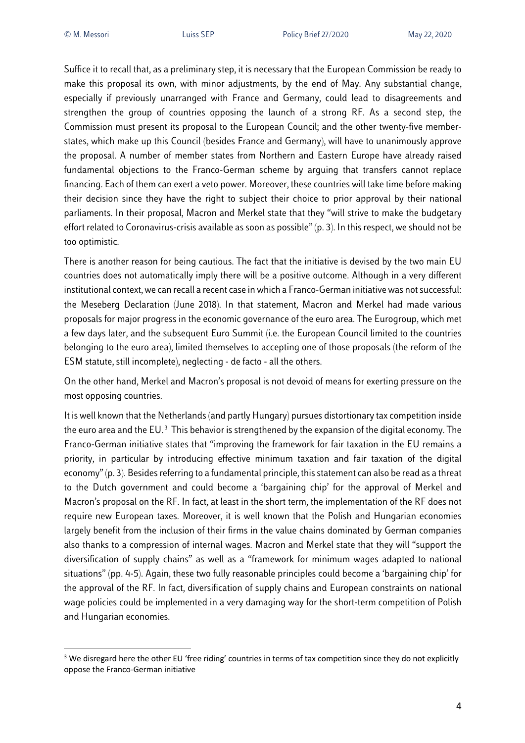Suffice it to recall that, as a preliminary step, it is necessary that the European Commission be ready to make this proposal its own, with minor adjustments, by the end of May. Any substantial change, especially if previously unarranged with France and Germany, could lead to disagreements and strengthen the group of countries opposing the launch of a strong RF. As a second step, the Commission must present its proposal to the European Council; and the other twenty-five member-states, which make up this Council (besides France and Germany), will have to unanimously approve the proposal. A number of member states from Northern and Eastern Europe have already raised fundamental objections to the Franco-German scheme by arguing that transfers cannot replace financing. Each of them can exert a veto power. Moreover, these countries will take time before making their decision since they have the right to subject their choice to prior approval by their national parliaments. In their proposal, Macron and Merkel state that they "will strive to make the budgetary effort related to Coronavirus-crisis available as soon as possible" (p. 3). In this respect, we should not be too optimistic.

There is another reason for being cautious. The fact that the initiative is devised by the two main EU countries does not automatically imply there will be a positive outcome. Although in a very different institutional context, we can recall a recent case in which a Franco-German initiative was not successful: the Meseberg Declaration (June 2018). In that statement, Macron and Merkel had made various proposals for major progress in the economic governance of the euro area. The Eurogroup, which met a few days later, and the subsequent Euro Summit (i.e. the European Council limited to the countries belonging to the euro area), limited themselves to accepting one of those proposals (the reform of the ESM statute, still incomplete), neglecting - de facto - all the others.

On the other hand, Merkel and Macron's proposal is not devoid of means for exerting pressure on the most opposing countries.

It is well known that the Netherlands (and partly Hungary) pursues distortionary tax competition inside the euro area and the EU.[3] This behavior is strengthened by the expansion of the digital economy. The Franco-German initiative states that "improving the framework for fair taxation in the EU remains a priority, in particular by introducing effective minimum taxation and fair taxation of the digital economy" (p. 3). Besides referring to a fundamental principle, this statement can also be read as a threat to the Dutch government and could become a 'bargaining chip' for the approval of Merkel and Macron's proposal on the RF. In fact, at least in the short term, the implementation of the RF does not require new European taxes. Moreover, it is well known that the Polish and Hungarian economies largely benefit from the inclusion of their firms in the value chains dominated by German companies also thanks to a compression of internal wages. Macron and Merkel state that they will "support the diversification of supply chains" as well as a "framework for minimum wages adapted to national situations" (pp. 4-5). Again, these two fully reasonable principles could become a 'bargaining chip' for the approval of the RF. In fact, diversification of supply chains and European constraints on national wage policies could be implemented in a very damaging way for the short-term competition of Polish and Hungarian economies.

[3] We disregard here the other EU 'free riding' countries in terms of tax competition since they do not explicitly oppose the Franco-German initiative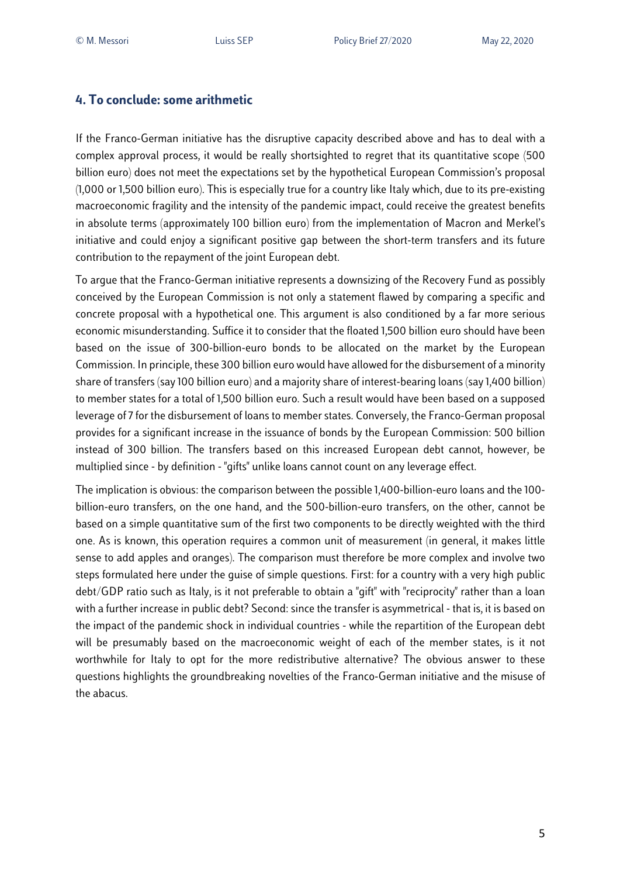## 4. To conclude: some arithmetic

If the Franco-German initiative has the disruptive capacity described above and has to deal with a complex approval process, it would be really shortsighted to regret that its quantitative scope (500 billion euro) does not meet the expectations set by the hypothetical European Commission's proposal (1,000 or 1,500 billion euro). This is especially true for a country like Italy which, due to its pre-existing macroeconomic fragility and the intensity of the pandemic impact, could receive the greatest benefits in absolute terms (approximately 100 billion euro) from the implementation of Macron and Merkel's initiative and could enjoy a significant positive gap between the short-term transfers and its future contribution to the repayment of the joint European debt.

To argue that the Franco-German initiative represents a downsizing of the Recovery Fund as possibly conceived by the European Commission is not only a statement flawed by comparing a specific and concrete proposal with a hypothetical one. This argument is also conditioned by a far more serious economic misunderstanding. Suffice it to consider that the floated 1,500 billion euro should have been based on the issue of 300-billion-euro bonds to be allocated on the market by the European Commission. In principle, these 300 billion euro would have allowed for the disbursement of a minority share of transfers (say 100 billion euro) and a majority share of interest-bearing loans (say 1,400 billion) to member states for a total of 1,500 billion euro. Such a result would have been based on a supposed leverage of 7 for the disbursement of loans to member states. Conversely, the Franco-German proposal provides for a significant increase in the issuance of bonds by the European Commission: 500 billion instead of 300 billion. The transfers based on this increased European debt cannot, however, be multiplied since - by definition - "gifts" unlike loans cannot count on any leverage effect.

The implication is obvious: the comparison between the possible 1,400-billion-euro loans and the 100-billion-euro transfers, on the one hand, and the 500-billion-euro transfers, on the other, cannot be based on a simple quantitative sum of the first two components to be directly weighted with the third one. As is known, this operation requires a common unit of measurement (in general, it makes little sense to add apples and oranges). The comparison must therefore be more complex and involve two steps formulated here under the guise of simple questions. First: for a country with a very high public debt/GDP ratio such as Italy, is it not preferable to obtain a "gift" with "reciprocity" rather than a loan with a further increase in public debt? Second: since the transfer is asymmetrical - that is, it is based on the impact of the pandemic shock in individual countries - while the repartition of the European debt will be presumably based on the macroeconomic weight of each of the member states, is it not worthwhile for Italy to opt for the more redistributive alternative? The obvious answer to these questions highlights the groundbreaking novelties of the Franco-German initiative and the misuse of the abacus.